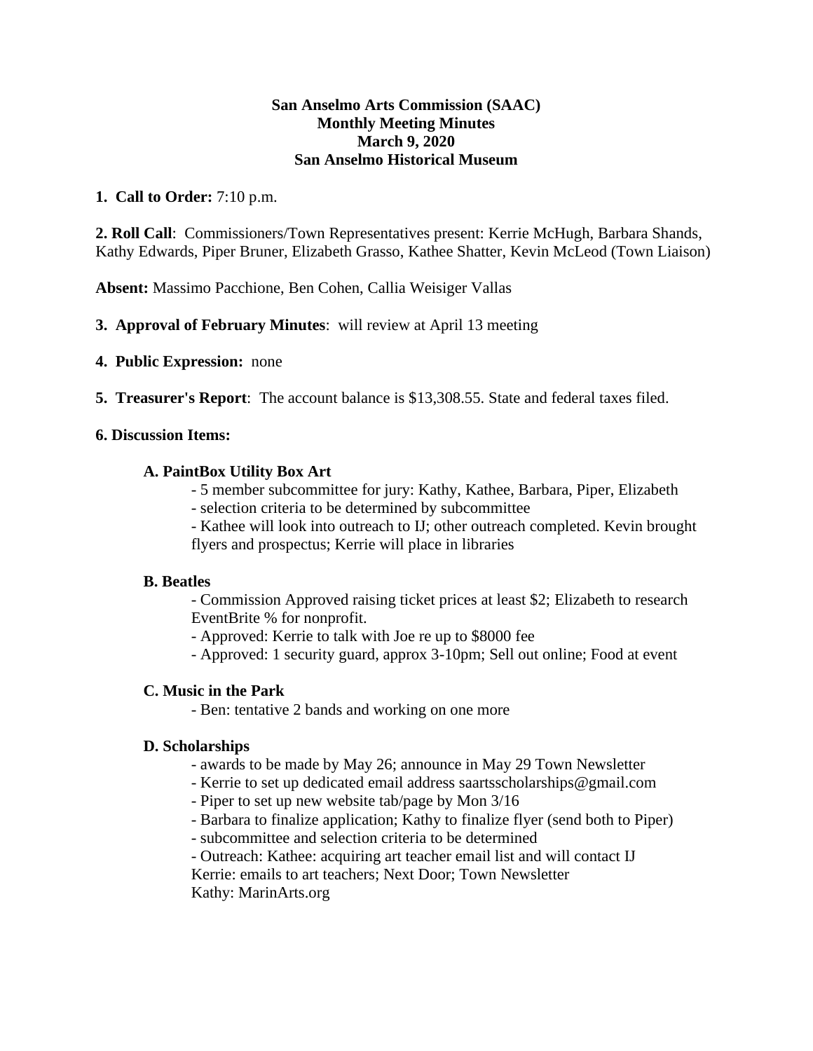**San Anselmo Arts Commission (SAAC)**
**Monthly Meeting Minutes**
**March 9, 2020**
**San Anselmo Historical Museum**

**1. Call to Order:** 7:10 p.m.

**2. Roll Call**: Commissioners/Town Representatives present: Kerrie McHugh, Barbara Shands, Kathy Edwards, Piper Bruner, Elizabeth Grasso, Kathee Shatter, Kevin McLeod (Town Liaison)

**Absent:** Massimo Pacchione, Ben Cohen, Callia Weisiger Vallas

**3. Approval of February Minutes**: will review at April 13 meeting

**4. Public Expression:** none

**5. Treasurer's Report**: The account balance is $13,308.55. State and federal taxes filed.

**6. Discussion Items:**

**A. PaintBox Utility Box Art**

- 5 member subcommittee for jury: Kathy, Kathee, Barbara, Piper, Elizabeth
- selection criteria to be determined by subcommittee
- Kathee will look into outreach to IJ; other outreach completed. Kevin brought flyers and prospectus; Kerrie will place in libraries

**B. Beatles**

- Commission Approved raising ticket prices at least $2; Elizabeth to research EventBrite % for nonprofit.
- Approved: Kerrie to talk with Joe re up to $8000 fee
- Approved: 1 security guard, approx 3-10pm; Sell out online; Food at event

**C. Music in the Park**

- Ben: tentative 2 bands and working on one more

**D. Scholarships**

- awards to be made by May 26; announce in May 29 Town Newsletter
- Kerrie to set up dedicated email address saartsscholarships@gmail.com
- Piper to set up new website tab/page by Mon 3/16
- Barbara to finalize application; Kathy to finalize flyer (send both to Piper)
- subcommittee and selection criteria to be determined
- Outreach: Kathee: acquiring art teacher email list and will contact IJ
  Kerrie: emails to art teachers; Next Door; Town Newsletter
  Kathy: MarinArts.org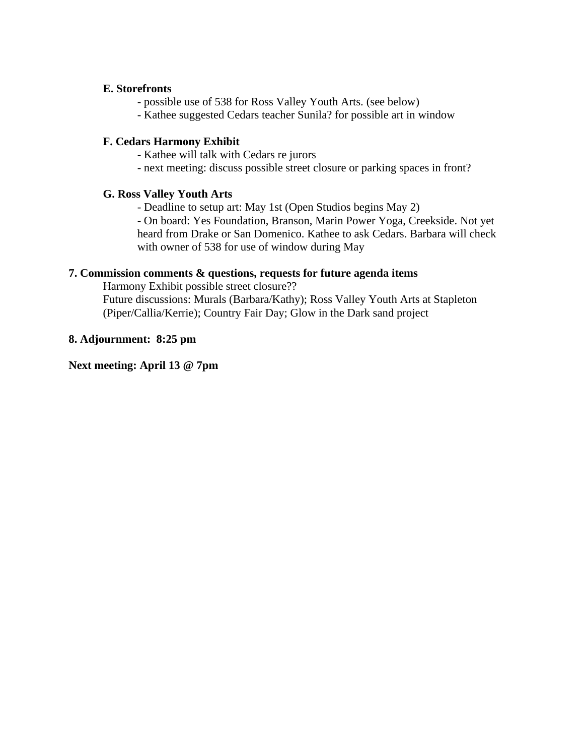**E. Storefronts**

- possible use of 538 for Ross Valley Youth Arts. (see below)
- Kathee suggested Cedars teacher Sunila? for possible art in window

**F. Cedars Harmony Exhibit**

- Kathee will talk with Cedars re jurors
- next meeting: discuss possible street closure or parking spaces in front?

**G. Ross Valley Youth Arts**

- Deadline to setup art: May 1st (Open Studios begins May 2)
- On board: Yes Foundation, Branson, Marin Power Yoga, Creekside. Not yet heard from Drake or San Domenico. Kathee to ask Cedars. Barbara will check with owner of 538 for use of window during May

**7. Commission comments & questions, requests for future agenda items**

Harmony Exhibit possible street closure??
Future discussions: Murals (Barbara/Kathy); Ross Valley Youth Arts at Stapleton (Piper/Callia/Kerrie); Country Fair Day; Glow in the Dark sand project

**8. Adjournment: 8:25 pm**

**Next meeting: April 13 @ 7pm**